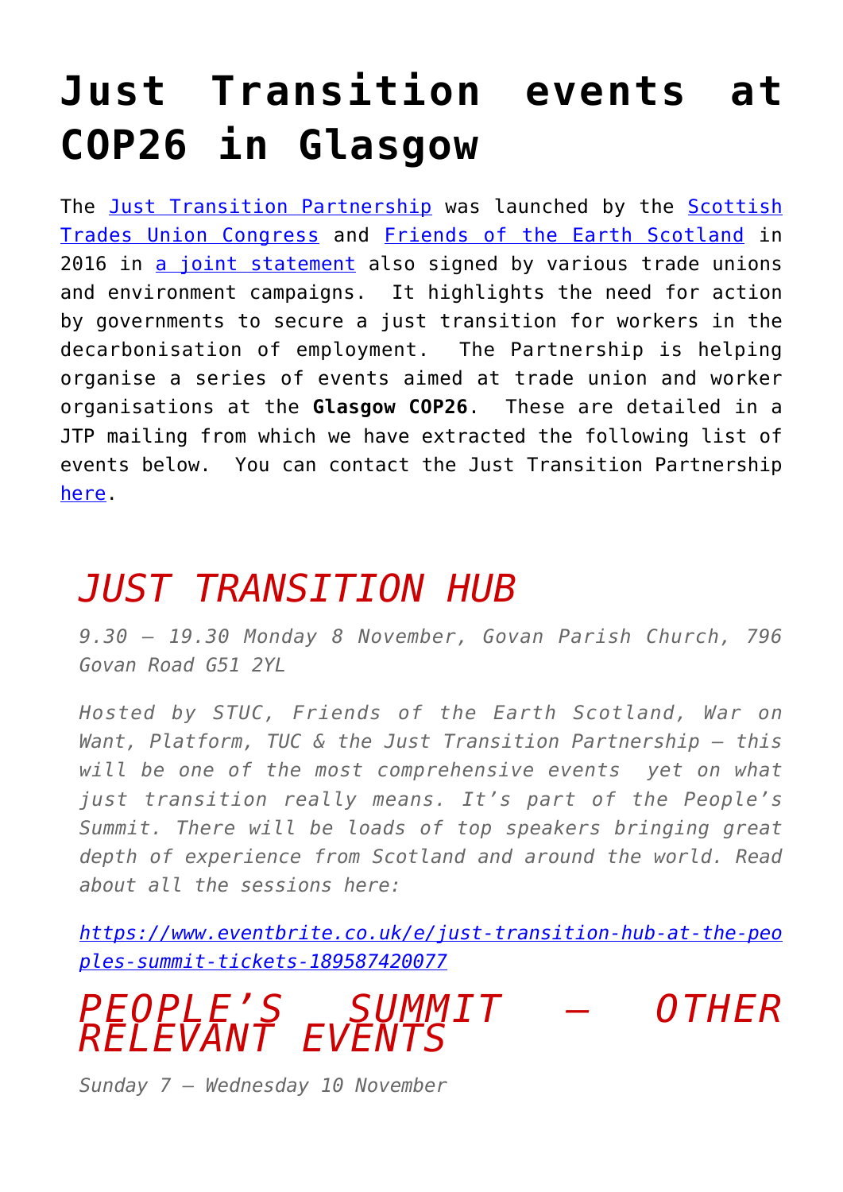# Just Transition events at COP26 in Glasgow

The [Just Transition Partnership] was launched by the [Scottish Trades Union Congress] and [Friends of the Earth Scotland] in 2016 in [a joint statement] also signed by various trade unions and environment campaigns. It highlights the need for action by governments to secure a just transition for workers in the decarbonisation of employment. The Partnership is helping organise a series of events aimed at trade union and worker organisations at the **Glasgow COP26**. These are detailed in a JTP mailing from which we have extracted the following list of events below. You can contact the Just Transition Partnership [here].

## *JUST TRANSITION HUB*

*9.30 – 19.30 Monday 8 November, Govan Parish Church, 796 Govan Road G51 2YL*

*Hosted by STUC, Friends of the Earth Scotland, War on Want, Platform, TUC & the Just Transition Partnership – this will be one of the most comprehensive events yet on what just transition really means. It's part of the People's Summit. There will be loads of top speakers bringing great depth of experience from Scotland and around the world. Read about all the sessions here:*

*https://www.eventbrite.co.uk/e/just-transition-hub-at-the-peoples-summit-tickets-189587420077*

## *PEOPLE'S SUMMIT – OTHER RELEVANT EVENTS*

*Sunday 7 – Wednesday 10 November*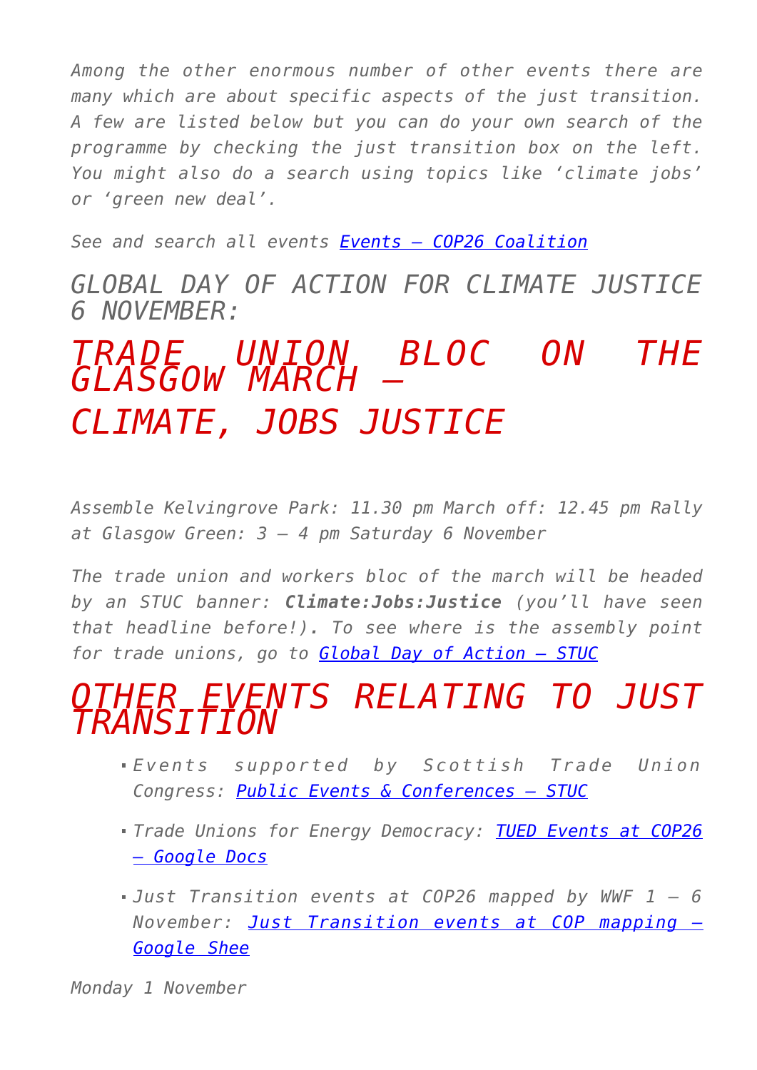*Among the other enormous number of other events there are many which are about specific aspects of the just transition. A few are listed below but you can do your own search of the programme by checking the just transition box on the left. You might also do a search using topics like 'climate jobs' or 'green new deal'.*

*See and search all events [Events – COP26 Coalition]*

## *GLOBAL DAY OF ACTION FOR CLIMATE JUSTICE 6 NOVEMBER:*

# *TRADE UNION BLOC ON THE GLASGOW MARCH – CLIMATE, JOBS JUSTICE*

*Assemble Kelvingrove Park: 11.30 pm March off: 12.45 pm Rally at Glasgow Green: 3 – 4 pm Saturday 6 November*

*The trade union and workers bloc of the march will be headed by an STUC banner: **Climate:Jobs:Justice** (you'll have seen that headline before!). To see where is the assembly point for trade unions, go to [Global Day of Action – STUC]*

# *OTHER EVENTS RELATING TO JUST TRANSITION*

- *Events supported by Scottish Trade Union Congress: [Public Events & Conferences – STUC]*
- *Trade Unions for Energy Democracy: [TUED Events at COP26 – Google Docs]*
- *Just Transition events at COP26 mapped by WWF 1 – 6 November: [Just Transition events at COP mapping – Google Shee]*

*Monday 1 November*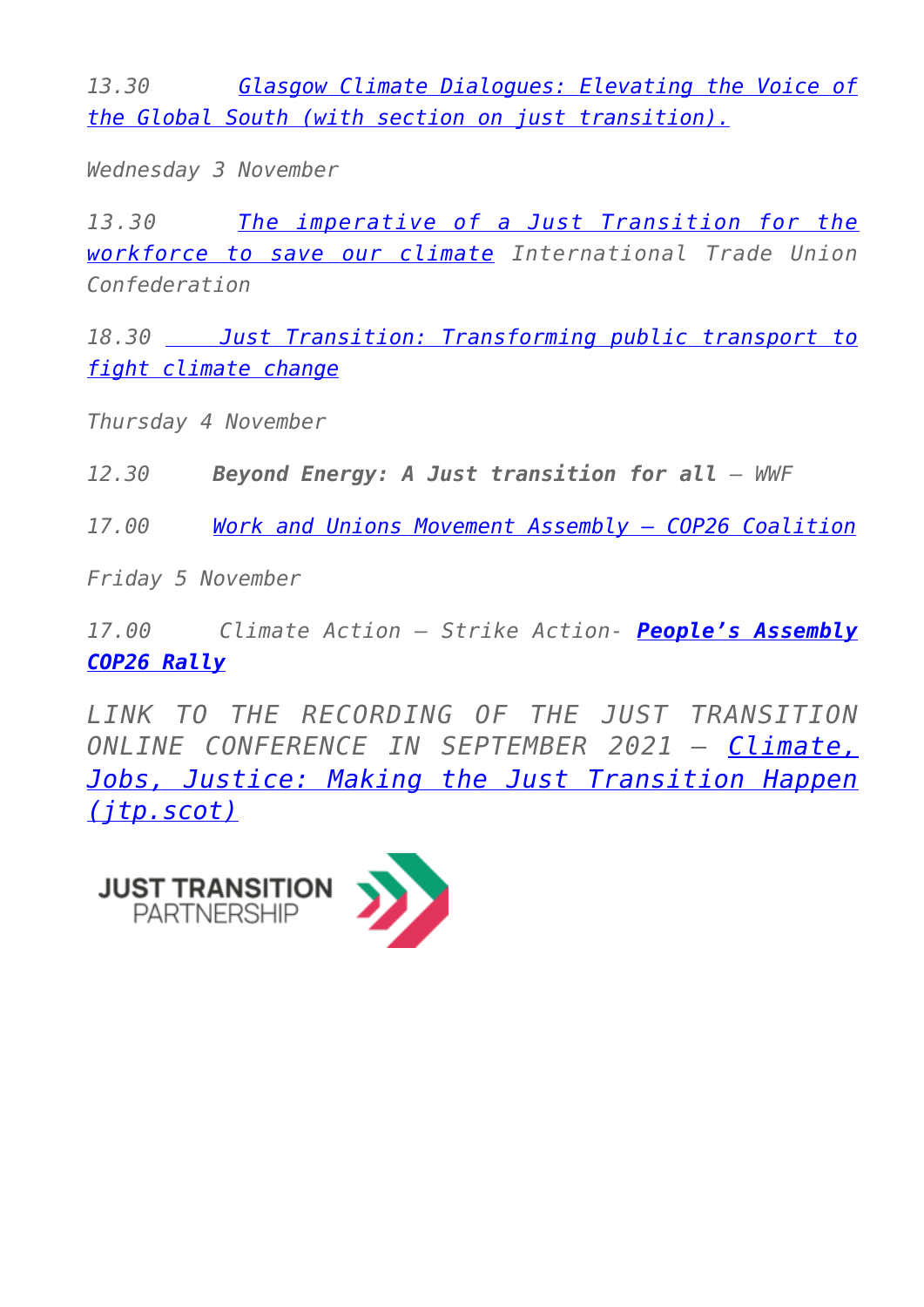*13.30 Glasgow Climate Dialogues: Elevating the Voice of the Global South (with section on just transition).*

*Wednesday 3 November*

*13.30 The imperative of a Just Transition for the workforce to save our climate International Trade Union Confederation*

*18.30 Just Transition: Transforming public transport to fight climate change*

*Thursday 4 November*

*12.30* ***Beyond Energy: A Just transition for all*** *– WWF*

*17.00 Work and Unions Movement Assembly – COP26 Coalition*

*Friday 5 November*

*17.00 Climate Action – Strike Action-* ***People's Assembly COP26 Rally***

*LINK TO THE RECORDING OF THE JUST TRANSITION ONLINE CONFERENCE IN SEPTEMBER 2021 – Climate, Jobs, Justice: Making the Just Transition Happen (jtp.scot)*

JUST TRANSITION PARTNERSHIP